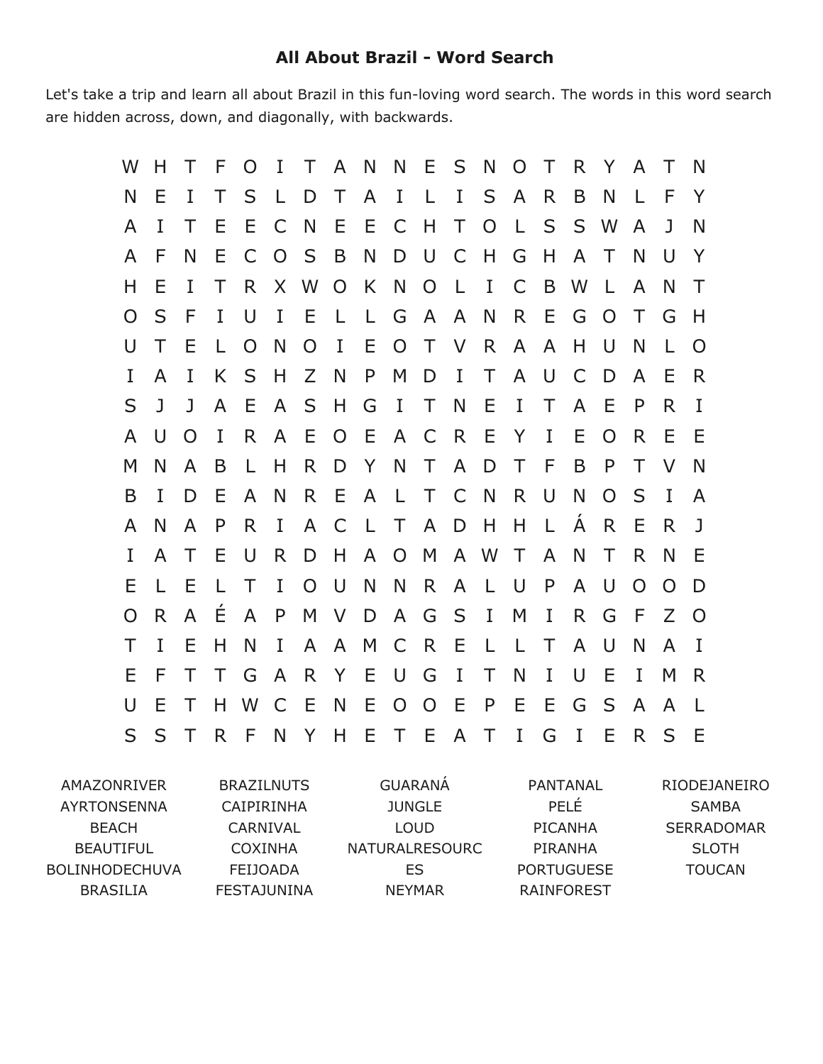# All About Brazil - Word Search

Let's take a trip and learn all about Brazil in this fun-loving word search. The words in this word search are hidden across, down, and diagonally, with backwards.

```
W H T F O I T A N N E S N O T R Y A T N
N E I T S L D T A I L I S A R B N L F Y
A I T E E C N E E C H T O L S S W A J N
A F N E C O S B N D U C H G H A T N U Y
H E I T R X W O K N O L I C B W L A N T
O S F I U I E L L G A A N R E G O T G H
U T E L O N O I E O T V R A A H U N L O
I A I K S H Z N P M D I T A U C D A E R
S J J A E A S H G I T N E I T A E P R I
A U O I R A E O E A C R E Y I E O R E E
M N A B L H R D Y N T A D T F B P T V N
B I D E A N R E A L T C N R U N O S I A
A N A P R I A C L T A D H H L Á R E R J
I A T E U R D H A O M A W T A N T R N E
E L E L T I O U N N R A L U P A U O O D
O R A É A P M V D A G S I M I R G F Z O
T I E H N I A A M C R E L L T A U N A I
E F T T G A R Y E U G I T N I U E I M R
U E T H W C E N E O O E P E E G S A A L
S S T R F N Y H E T E A T I G I E R S E
```

| | | | | |
|---|---|---|---|---|
| AMAZONRIVER | BRAZILNUTS | GUARANÁ | PANTANAL | RIODEJANEIRO |
| AYRTONSENNA | CAIPIRINHA | JUNGLE | PELÉ | SAMBA |
| BEACH | CARNIVAL | LOUD | PICANHA | SERRADOMAR |
| BEAUTIFUL | COXINHA | NATURALRESOURC | PIRANHA | SLOTH |
| BOLINHODECHUVA | FEIJOADA | ES | PORTUGUESE | TOUCAN |
| BRASILIA | FESTAJUNINA | NEYMAR | RAINFOREST | |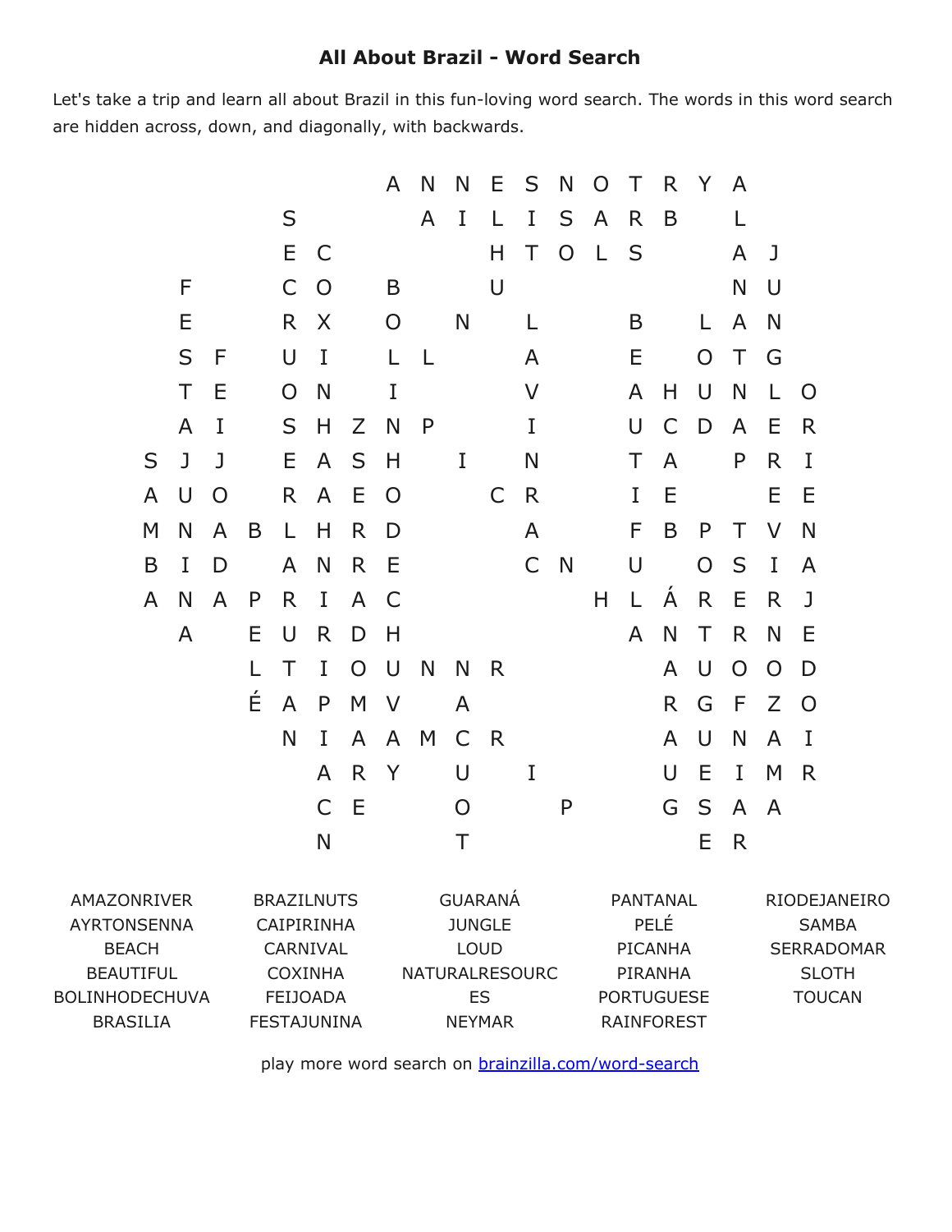## All About Brazil - Word Search

Let's take a trip and learn all about Brazil in this fun-loving word search. The words in this word search are hidden across, down, and diagonally, with backwards.

```
              A N N E S N O T R Y A    
        S         A I L I S A R B   L    
        E C           H T O L S     A J  
  F     C O   B         U           N U  
  E     R X   O   N   L     B   L A N  
  S F   U I   L L       A     E   O T G  
  T E   O N   I         V     A H U N L O
  A I   S H Z N P       I     U C D A E R
S J J   E A S H   I     N     T A   P R I
A U O   R A E O     C R     I E     E E
M N A B L H R D         A     F B P T V N
B I D   A N R E         C N   U   O S I A
A N A P R I A C           H L Á R E R J
  A   E U R D H             A N T R N E
      L T I O U N N R           A U O O D
      É A P M V   A             R G F Z O
        N I A A M C R           A U N A I
          A R Y   U   I         U E I M R
          C E     O     P       G S A A  
          N       T               E R    
```

AMAZONRIVER
AYRTONSENNA
BEACH
BEAUTIFUL
BOLINHODECHUVA
BRASILIA
BRAZILNUTS
CAIPIRINHA
CARNIVAL
COXINHA
FEIJOADA
FESTAJUNINA
GUARANÁ
JUNGLE
LOUD
NATURALRESOURCES
NEYMAR
PANTANAL
PELÉ
PICANHA
PIRANHA
PORTUGUESE
RAINFOREST
RIODEJANEIRO
SAMBA
SERRADOMAR
SLOTH
TOUCAN

play more word search on brainzilla.com/word-search